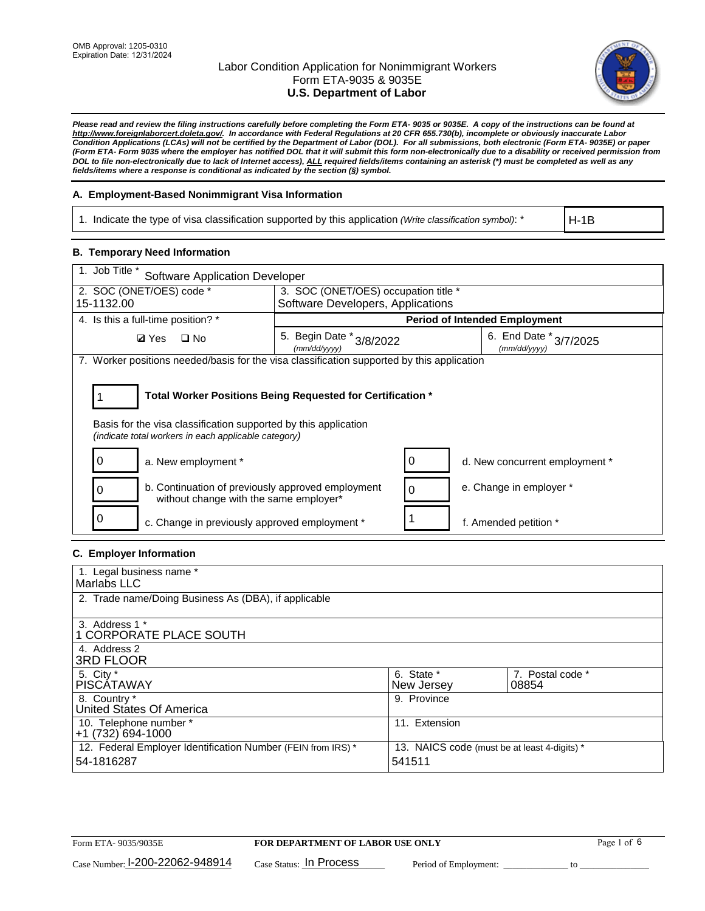OMB Approval: 1205-0310
Expiration Date: 12/31/2024

# Labor Condition Application for Nonimmigrant Workers
## Form ETA-9035 & 9035E
## U.S. Department of Labor

***Please read and review the filing instructions carefully before completing the Form ETA- 9035 or 9035E. A copy of the instructions can be found at http://www.foreignlaborcert.doleta.gov/. In accordance with Federal Regulations at 20 CFR 655.730(b), incomplete or obviously inaccurate Labor Condition Applications (LCAs) will not be certified by the Department of Labor (DOL). For all submissions, both electronic (Form ETA- 9035E) or paper (Form ETA- Form 9035 where the employer has notified DOL that it will submit this form non-electronically due to a disability or received permission from DOL to file non-electronically due to lack of Internet access), ALL required fields/items containing an asterisk (*) must be completed as well as any fields/items where a response is conditional as indicated by the section (§) symbol.***

### A. Employment-Based Nonimmigrant Visa Information

| 1. Indicate the type of visa classification supported by this application *(Write classification symbol)*: * | H-1B |
|---|---|

### B. Temporary Need Information

| 1. Job Title * Software Application Developer | | |
|---|---|---|
| 2. SOC (ONET/OES) code * 15-1132.00 | 3. SOC (ONET/OES) occupation title * Software Developers, Applications | |
| 4. Is this a full-time position? * | **Period of Intended Employment** | |
| ☑ Yes ☐ No | 5. Begin Date * (mm/dd/yyyy) 3/8/2022 | 6. End Date * (mm/dd/yyyy) 3/7/2025 |

7. Worker positions needed/basis for the visa classification supported by this application

| 1 | **Total Worker Positions Being Requested for Certification *** |
|---|---|

Basis for the visa classification supported by this application
*(indicate total workers in each applicable category)*

| 0 | a. New employment * | 0 | d. New concurrent employment * |
|---|---|---|---|
| 0 | b. Continuation of previously approved employment without change with the same employer* | 0 | e. Change in employer * |
| 0 | c. Change in previously approved employment * | 1 | f. Amended petition * |

### C. Employer Information

| 1. Legal business name * Marlabs LLC | | |
|---|---|---|
| 2. Trade name/Doing Business As (DBA), if applicable | | |
| 3. Address 1 * 1 CORPORATE PLACE SOUTH | | |
| 4. Address 2 3RD FLOOR | | |
| 5. City * PISCATAWAY | 6. State * New Jersey | 7. Postal code * 08854 |
| 8. Country * United States Of America | 9. Province | |
| 10. Telephone number * +1 (732) 694-1000 | 11. Extension | |
| 12. Federal Employer Identification Number (FEIN from IRS) * 54-1816287 | 13. NAICS code (must be at least 4-digits) * 541511 | |

Form ETA- 9035/9035E | **FOR DEPARTMENT OF LABOR USE ONLY**

Case Number: I-200-22062-948914 Case Status: In Process Period of Employment: _____________ to _____________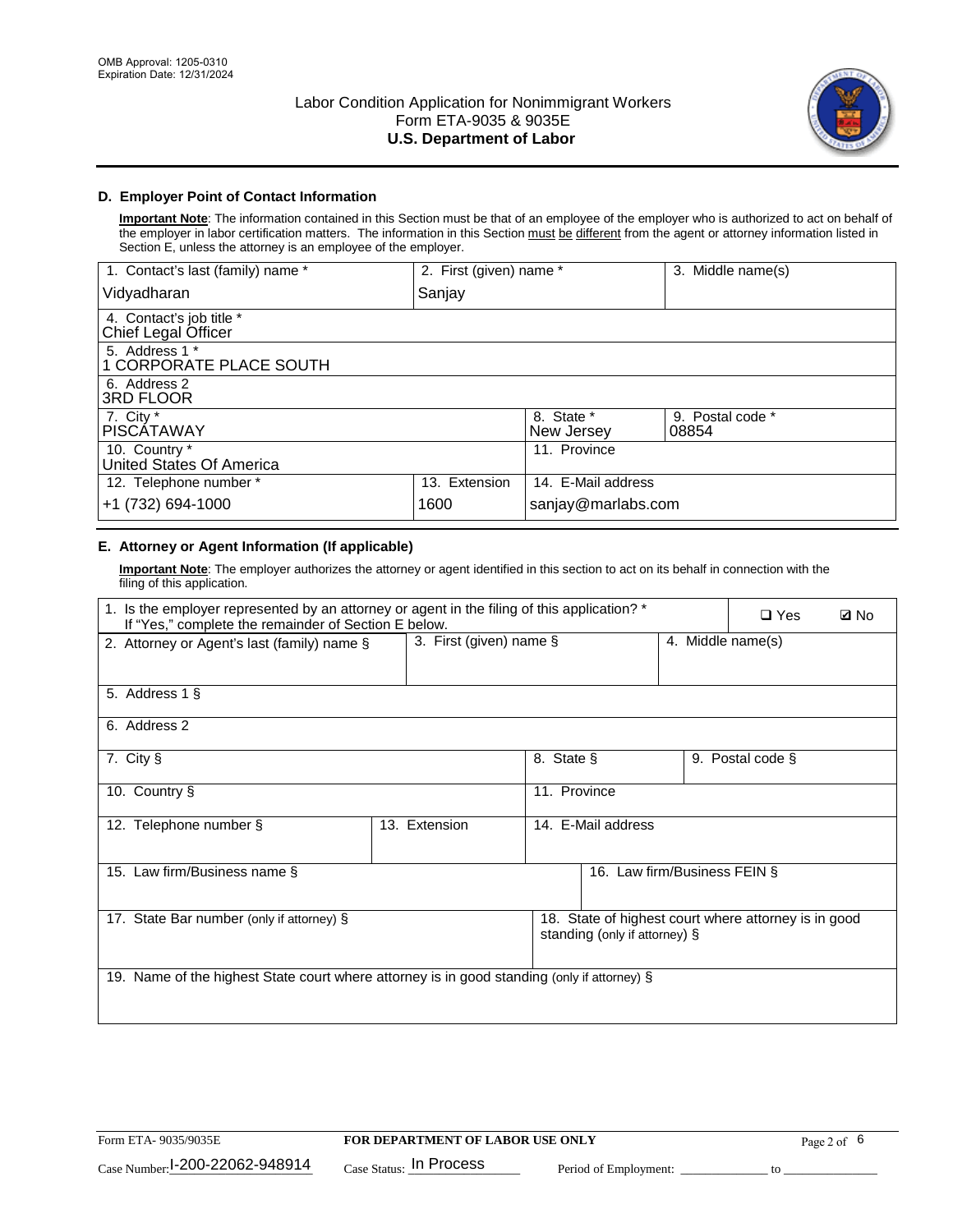OMB Approval: 1205-0310
Expiration Date: 12/31/2024

# Labor Condition Application for Nonimmigrant Workers
## Form ETA-9035 & 9035E
## U.S. Department of Labor

### D. Employer Point of Contact Information

**Important Note**: The information contained in this Section must be that of an employee of the employer who is authorized to act on behalf of the employer in labor certification matters. The information in this Section must be different from the agent or attorney information listed in Section E, unless the attorney is an employee of the employer.

| 1. Contact's last (family) name * | 2. First (given) name * | 3. Middle name(s) |
|---|---|---|
| Vidyadharan | Sanjay | |

| 4. Contact's job title * |
|---|
| Chief Legal Officer |
| **5. Address 1 *** |
| 1 CORPORATE PLACE SOUTH |
| **6. Address 2** |
| 3RD FLOOR |

| 7. City * | 8. State * | 9. Postal code * |
|---|---|---|
| PISCATAWAY | New Jersey | 08854 |

| 10. Country * | 11. Province |
|---|---|
| United States Of America | |

| 12. Telephone number * | 13. Extension | 14. E-Mail address |
|---|---|---|
| +1 (732) 694-1000 | 1600 | sanjay@marlabs.com |

### E. Attorney or Agent Information (If applicable)

**Important Note**: The employer authorizes the attorney or agent identified in this section to act on its behalf in connection with the filing of this application.

1. Is the employer represented by an attorney or agent in the filing of this application? * If "Yes," complete the remainder of Section E below. ☐ Yes ☑ No

| 2. Attorney or Agent's last (family) name § | 3. First (given) name § | 4. Middle name(s) |
|---|---|---|
| | | |

| 5. Address 1 § |
|---|
| |
| **6. Address 2** |
| |

| 7. City § | 8. State § | 9. Postal code § |
|---|---|---|
| | | |

| 10. Country § | 11. Province |
|---|---|
| | |

| 12. Telephone number § | 13. Extension | 14. E-Mail address |
|---|---|---|
| | | |

| 15. Law firm/Business name § | 16. Law firm/Business FEIN § |
|---|---|
| | |

| 17. State Bar number (only if attorney) § | 18. State of highest court where attorney is in good standing (only if attorney) § |
|---|---|
| | |

| 19. Name of the highest State court where attorney is in good standing (only if attorney) § |
|---|
| |

Form ETA- 9035/9035E — FOR DEPARTMENT OF LABOR USE ONLY

Case Number: I-200-22062-948914 Case Status: In Process Period of Employment: ______ to ______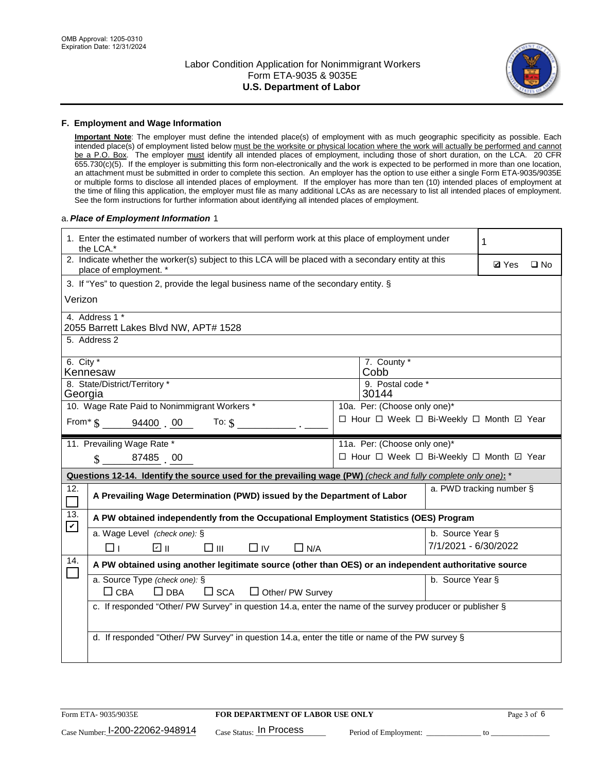## F. Employment and Wage Information

**Important Note**: The employer must define the intended place(s) of employment with as much geographic specificity as possible. Each intended place(s) of employment listed below must be the worksite or physical location where the work will actually be performed and cannot be a P.O. Box. The employer must identify all intended places of employment, including those of short duration, on the LCA. 20 CFR 655.730(c)(5). If the employer is submitting this form non-electronically and the work is expected to be performed in more than one location, an attachment must be submitted in order to complete this section. An employer has the option to use either a single Form ETA-9035/9035E or multiple forms to disclose all intended places of employment. If the employer has more than ten (10) intended places of employment at the time of filing this application, the employer must file as many additional LCAs as are necessary to list all intended places of employment. See the form instructions for further information about identifying all intended places of employment.

a. ***Place of Employment Information*** 1

| | |
|---|---|
| 1. Enter the estimated number of workers that will perform work at this place of employment under the LCA.* | 1 |
| 2. Indicate whether the worker(s) subject to this LCA will be placed with a secondary entity at this place of employment. * | ☑ Yes ☐ No |
| 3. If "Yes" to question 2, provide the legal business name of the secondary entity. § Verizon | |
| 4. Address 1 * 2055 Barrett Lakes Blvd NW, APT# 1528 | |
| 5. Address 2 | |
| 6. City * Kennesaw | 7. County * Cobb |
| 8. State/District/Territory * Georgia | 9. Postal code * 30144 |
| 10. Wage Rate Paid to Nonimmigrant Workers * From* $ 94400 . 00 To: $ ______ . ____ | 10a. Per: (Choose only one)* ☐ Hour ☐ Week ☐ Bi-Weekly ☐ Month ☑ Year |
| 11. Prevailing Wage Rate * $ 87485 . 00 | 11a. Per: (Choose only one)* ☐ Hour ☐ Week ☐ Bi-Weekly ☐ Month ☑ Year |

**Questions 12-14. Identify the source used for the prevailing wage (PW)** *(check and fully complete only one)*: *

| | | |
|---|---|---|
| 12. ☐ | **A Prevailing Wage Determination (PWD) issued by the Department of Labor** | a. PWD tracking number § |
| 13. ☑ | **A PW obtained independently from the Occupational Employment Statistics (OES) Program** | |
| | a. Wage Level *(check one)*: § ☐ I ☑ II ☐ III ☐ IV ☐ N/A | b. Source Year § 7/1/2021 - 6/30/2022 |
| 14. ☐ | **A PW obtained using another legitimate source (other than OES) or an independent authoritative source** | |
| | a. Source Type *(check one)*: § ☐ CBA ☐ DBA ☐ SCA ☐ Other/ PW Survey | b. Source Year § |
| | c. If responded "Other/ PW Survey" in question 14.a, enter the name of the survey producer or publisher § | |
| | d. If responded "Other/ PW Survey" in question 14.a, enter the title or name of the PW survey § | |

Form ETA- 9035/9035E | **FOR DEPARTMENT OF LABOR USE ONLY**

Case Number: I-200-22062-948914 Case Status: In Process Period of Employment: _______ to _______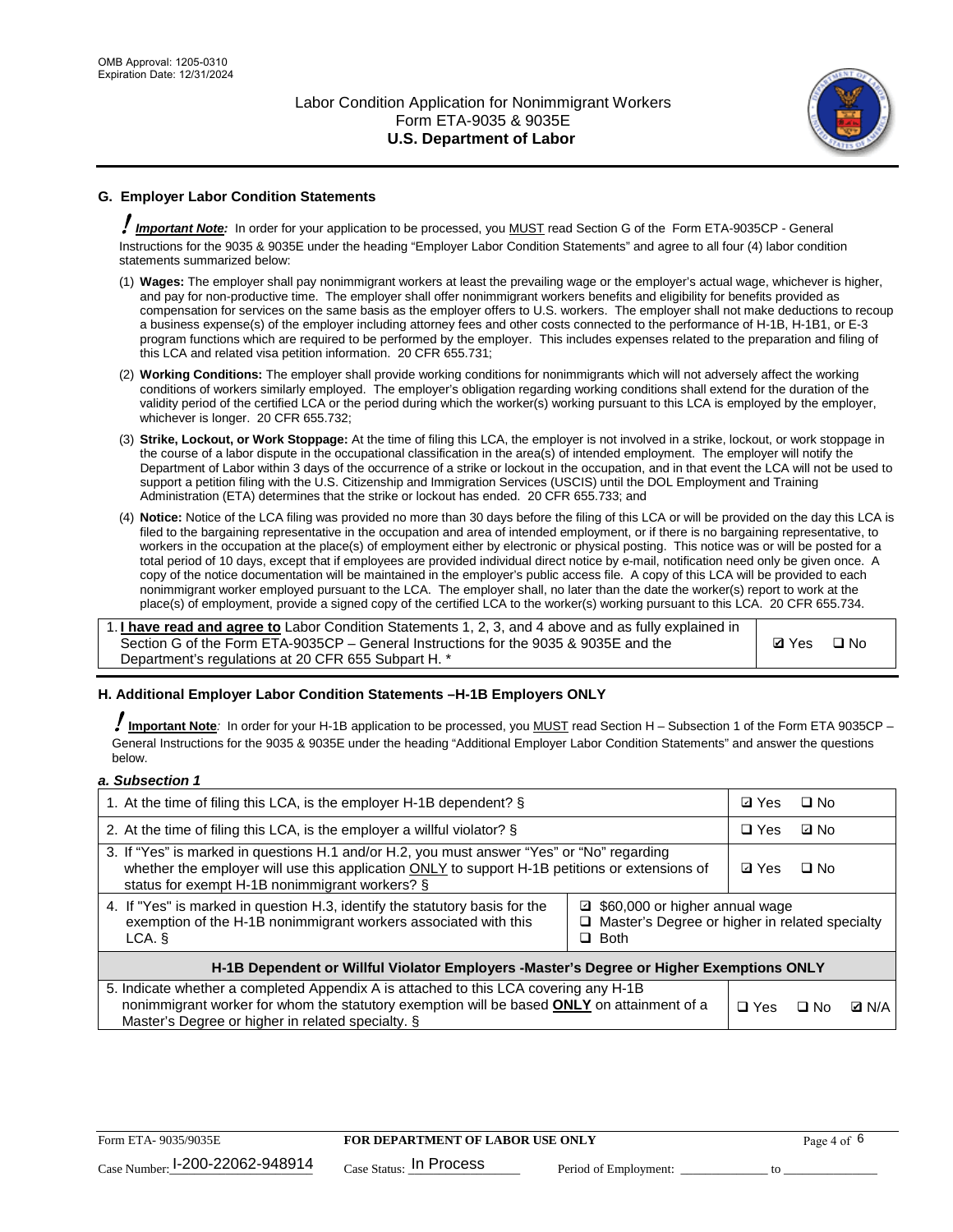## G. Employer Labor Condition Statements

***Important Note:*** In order for your application to be processed, you MUST read Section G of the Form ETA-9035CP - General Instructions for the 9035 & 9035E under the heading "Employer Labor Condition Statements" and agree to all four (4) labor condition statements summarized below:

(1) **Wages:** The employer shall pay nonimmigrant workers at least the prevailing wage or the employer's actual wage, whichever is higher, and pay for non-productive time. The employer shall offer nonimmigrant workers benefits and eligibility for benefits provided as compensation for services on the same basis as the employer offers to U.S. workers. The employer shall not make deductions to recoup a business expense(s) of the employer including attorney fees and other costs connected to the performance of H-1B, H-1B1, or E-3 program functions which are required to be performed by the employer. This includes expenses related to the preparation and filing of this LCA and related visa petition information. 20 CFR 655.731;

(2) **Working Conditions:** The employer shall provide working conditions for nonimmigrants which will not adversely affect the working conditions of workers similarly employed. The employer's obligation regarding working conditions shall extend for the duration of the validity period of the certified LCA or the period during which the worker(s) working pursuant to this LCA is employed by the employer, whichever is longer. 20 CFR 655.732;

(3) **Strike, Lockout, or Work Stoppage:** At the time of filing this LCA, the employer is not involved in a strike, lockout, or work stoppage in the course of a labor dispute in the occupational classification in the area(s) of intended employment. The employer will notify the Department of Labor within 3 days of the occurrence of a strike or lockout in the occupation, and in that event the LCA will not be used to support a petition filing with the U.S. Citizenship and Immigration Services (USCIS) until the DOL Employment and Training Administration (ETA) determines that the strike or lockout has ended. 20 CFR 655.733; and

(4) **Notice:** Notice of the LCA filing was provided no more than 30 days before the filing of this LCA or will be provided on the day this LCA is filed to the bargaining representative in the occupation and area of intended employment, or if there is no bargaining representative, to workers in the occupation at the place(s) of employment either by electronic or physical posting. This notice was or will be posted for a total period of 10 days, except that if employees are provided individual direct notice by e-mail, notification need only be given once. A copy of the notice documentation will be maintained in the employer's public access file. A copy of this LCA will be provided to each nonimmigrant worker employed pursuant to the LCA. The employer shall, no later than the date the worker(s) report to work at the place(s) of employment, provide a signed copy of the certified LCA to the worker(s) working pursuant to this LCA. 20 CFR 655.734.

| | |
|---|---|
| 1. **I have read and agree to** Labor Condition Statements 1, 2, 3, and 4 above and as fully explained in Section G of the Form ETA-9035CP – General Instructions for the 9035 & 9035E and the Department's regulations at 20 CFR 655 Subpart H. * | ☑ Yes ☐ No |

## H. Additional Employer Labor Condition Statements –H-1B Employers ONLY

**Important Note**: In order for your H-1B application to be processed, you MUST read Section H – Subsection 1 of the Form ETA 9035CP – General Instructions for the 9035 & 9035E under the heading "Additional Employer Labor Condition Statements" and answer the questions below.

***a. Subsection 1***

| | | |
|---|---|---|
| 1. At the time of filing this LCA, is the employer H-1B dependent? § | | ☑ Yes ☐ No |
| 2. At the time of filing this LCA, is the employer a willful violator? § | | ☐ Yes ☑ No |
| 3. If "Yes" is marked in questions H.1 and/or H.2, you must answer "Yes" or "No" regarding whether the employer will use this application ONLY to support H-1B petitions or extensions of status for exempt H-1B nonimmigrant workers? § | | ☑ Yes ☐ No |
| 4. If "Yes" is marked in question H.3, identify the statutory basis for the exemption of the H-1B nonimmigrant workers associated with this LCA. § | ☑ $60,000 or higher annual wage<br>☐ Master's Degree or higher in related specialty<br>☐ Both | |
| **H-1B Dependent or Willful Violator Employers -Master's Degree or Higher Exemptions ONLY** | | |
| 5. Indicate whether a completed Appendix A is attached to this LCA covering any H-1B nonimmigrant worker for whom the statutory exemption will be based **ONLY** on attainment of a Master's Degree or higher in related specialty. § | | ☐ Yes ☐ No ☑ N/A |

Form ETA- 9035/9035E | **FOR DEPARTMENT OF LABOR USE ONLY**

Case Number: I-200-22062-948914 Case Status: In Process Period of Employment: _____________ to _____________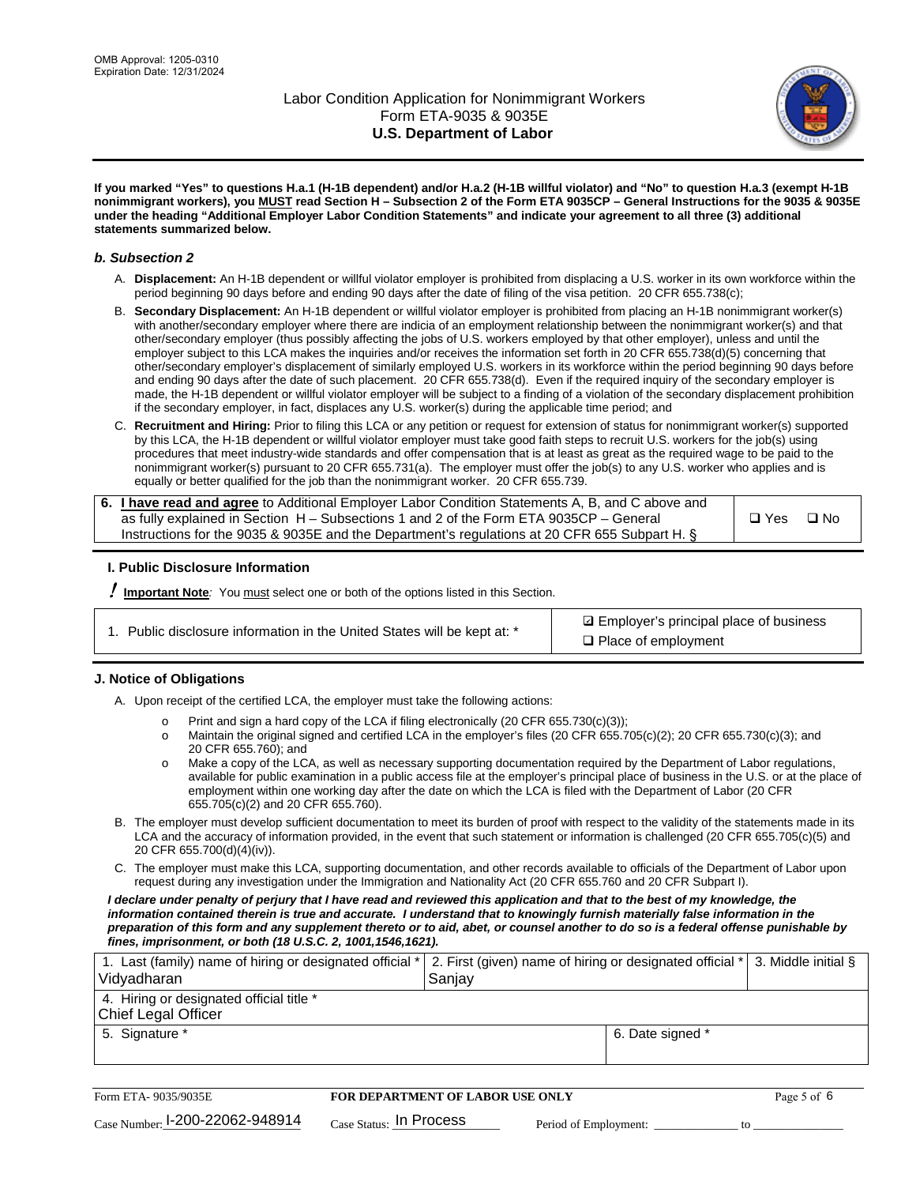**If you marked "Yes" to questions H.a.1 (H-1B dependent) and/or H.a.2 (H-1B willful violator) and "No" to question H.a.3 (exempt H-1B nonimmigrant workers), you MUST read Section H – Subsection 2 of the Form ETA 9035CP – General Instructions for the 9035 & 9035E under the heading "Additional Employer Labor Condition Statements" and indicate your agreement to all three (3) additional statements summarized below.**

### *b. Subsection 2*

A. **Displacement:** An H-1B dependent or willful violator employer is prohibited from displacing a U.S. worker in its own workforce within the period beginning 90 days before and ending 90 days after the date of filing of the visa petition. 20 CFR 655.738(c);

B. **Secondary Displacement:** An H-1B dependent or willful violator employer is prohibited from placing an H-1B nonimmigrant worker(s) with another/secondary employer where there are indicia of an employment relationship between the nonimmigrant worker(s) and that other/secondary employer (thus possibly affecting the jobs of U.S. workers employed by that other employer), unless and until the employer subject to this LCA makes the inquiries and/or receives the information set forth in 20 CFR 655.738(d)(5) concerning that other/secondary employer's displacement of similarly employed U.S. workers in its workforce within the period beginning 90 days before and ending 90 days after the date of such placement. 20 CFR 655.738(d). Even if the required inquiry of the secondary employer is made, the H-1B dependent or willful violator employer will be subject to a finding of a violation of the secondary displacement prohibition if the secondary employer, in fact, displaces any U.S. worker(s) during the applicable time period; and

C. **Recruitment and Hiring:** Prior to filing this LCA or any petition or request for extension of status for nonimmigrant worker(s) supported by this LCA, the H-1B dependent or willful violator employer must take good faith steps to recruit U.S. workers for the job(s) using procedures that meet industry-wide standards and offer compensation that is at least as great as the required wage to be paid to the nonimmigrant worker(s) pursuant to 20 CFR 655.731(a). The employer must offer the job(s) to any U.S. worker who applies and is equally or better qualified for the job than the nonimmigrant worker. 20 CFR 655.739.

| 6. **I have read and agree** to Additional Employer Labor Condition Statements A, B, and C above and as fully explained in Section H – Subsections 1 and 2 of the Form ETA 9035CP – General Instructions for the 9035 & 9035E and the Department's regulations at 20 CFR 655 Subpart H. § | ☐ Yes ☐ No |
|---|---|

### I. Public Disclosure Information

**!** **Important Note***:* You must select one or both of the options listed in this Section.

| 1. Public disclosure information in the United States will be kept at: * | ☑ Employer's principal place of business<br>☐ Place of employment |
|---|---|

### J. Notice of Obligations

A. Upon receipt of the certified LCA, the employer must take the following actions:

- o Print and sign a hard copy of the LCA if filing electronically (20 CFR 655.730(c)(3));
- o Maintain the original signed and certified LCA in the employer's files (20 CFR 655.705(c)(2); 20 CFR 655.730(c)(3); and 20 CFR 655.760); and
- o Make a copy of the LCA, as well as necessary supporting documentation required by the Department of Labor regulations, available for public examination in a public access file at the employer's principal place of business in the U.S. or at the place of employment within one working day after the date on which the LCA is filed with the Department of Labor (20 CFR 655.705(c)(2) and 20 CFR 655.760).

B. The employer must develop sufficient documentation to meet its burden of proof with respect to the validity of the statements made in its LCA and the accuracy of information provided, in the event that such statement or information is challenged (20 CFR 655.705(c)(5) and 20 CFR 655.700(d)(4)(iv)).

C. The employer must make this LCA, supporting documentation, and other records available to officials of the Department of Labor upon request during any investigation under the Immigration and Nationality Act (20 CFR 655.760 and 20 CFR Subpart I).

***I declare under penalty of perjury that I have read and reviewed this application and that to the best of my knowledge, the information contained therein is true and accurate. I understand that to knowingly furnish materially false information in the preparation of this form and any supplement thereto or to aid, abet, or counsel another to do so is a federal offense punishable by fines, imprisonment, or both (18 U.S.C. 2, 1001,1546,1621).***

| 1. Last (family) name of hiring or designated official * Vidyadharan | 2. First (given) name of hiring or designated official * Sanjay | 3. Middle initial § |
|---|---|---|
| 4. Hiring or designated official title * Chief Legal Officer | | |
| 5. Signature * | 6. Date signed * | |

Form ETA- 9035/9035E | **FOR DEPARTMENT OF LABOR USE ONLY**

Case Number: I-200-22062-948914 Case Status: In Process Period of Employment: _____________ to _____________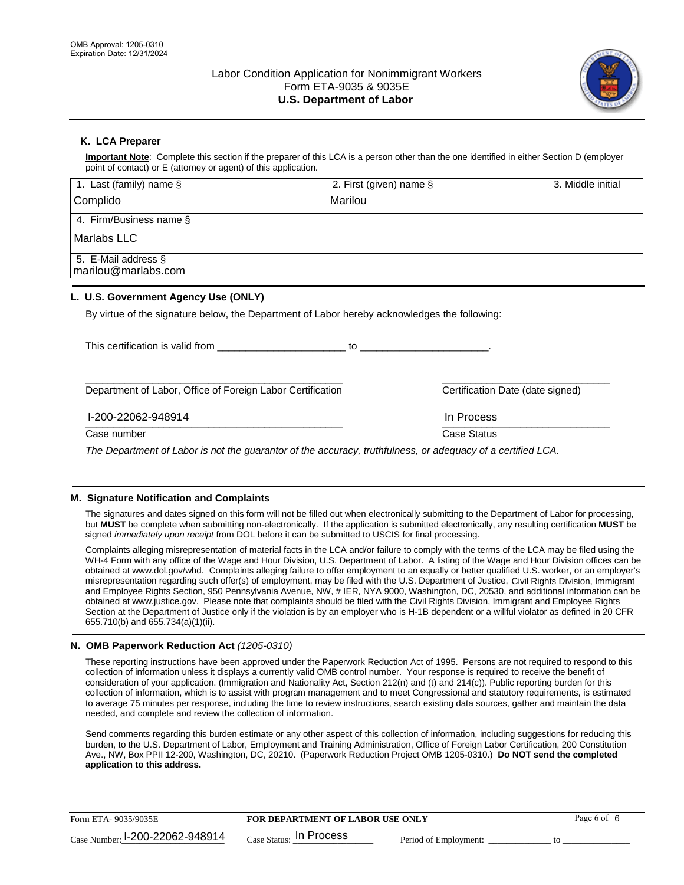OMB Approval: 1205-0310
Expiration Date: 12/31/2024

# Labor Condition Application for Nonimmigrant Workers
Form ETA-9035 & 9035E
**U.S. Department of Labor**

## K. LCA Preparer

**Important Note**: Complete this section if the preparer of this LCA is a person other than the one identified in either Section D (employer point of contact) or E (attorney or agent) of this application.

| 1. Last (family) name § | 2. First (given) name § | 3. Middle initial |
|---|---|---|
| Complido | Marilou | |
| 4. Firm/Business name § | | |
| Marlabs LLC | | |
| 5. E-Mail address § | | |
| marilou@marlabs.com | | |

## L. U.S. Government Agency Use (ONLY)

By virtue of the signature below, the Department of Labor hereby acknowledges the following:

This certification is valid from _______________________ to _______________________.

_______________________________________________
Department of Labor, Office of Foreign Labor Certification

_______________________________
Certification Date (date signed)

I-200-22062-948914
Case number

In Process
Case Status

*The Department of Labor is not the guarantor of the accuracy, truthfulness, or adequacy of a certified LCA.*

## M. Signature Notification and Complaints

The signatures and dates signed on this form will not be filled out when electronically submitting to the Department of Labor for processing, but **MUST** be complete when submitting non-electronically. If the application is submitted electronically, any resulting certification **MUST** be signed *immediately upon receipt* from DOL before it can be submitted to USCIS for final processing.

Complaints alleging misrepresentation of material facts in the LCA and/or failure to comply with the terms of the LCA may be filed using the WH-4 Form with any office of the Wage and Hour Division, U.S. Department of Labor. A listing of the Wage and Hour Division offices can be obtained at www.dol.gov/whd. Complaints alleging failure to offer employment to an equally or better qualified U.S. worker, or an employer's misrepresentation regarding such offer(s) of employment, may be filed with the U.S. Department of Justice, Civil Rights Division, Immigrant and Employee Rights Section, 950 Pennsylvania Avenue, NW, # IER, NYA 9000, Washington, DC, 20530, and additional information can be obtained at www.justice.gov. Please note that complaints should be filed with the Civil Rights Division, Immigrant and Employee Rights Section at the Department of Justice only if the violation is by an employer who is H-1B dependent or a willful violator as defined in 20 CFR 655.710(b) and 655.734(a)(1)(ii).

## N. OMB Paperwork Reduction Act *(1205-0310)*

These reporting instructions have been approved under the Paperwork Reduction Act of 1995. Persons are not required to respond to this collection of information unless it displays a currently valid OMB control number. Your response is required to receive the benefit of consideration of your application. (Immigration and Nationality Act, Section 212(n) and (t) and 214(c)). Public reporting burden for this collection of information, which is to assist with program management and to meet Congressional and statutory requirements, is estimated to average 75 minutes per response, including the time to review instructions, search existing data sources, gather and maintain the data needed, and complete and review the collection of information.

Send comments regarding this burden estimate or any other aspect of this collection of information, including suggestions for reducing this burden, to the U.S. Department of Labor, Employment and Training Administration, Office of Foreign Labor Certification, 200 Constitution Ave., NW, Box PPII 12-200, Washington, DC, 20210. (Paperwork Reduction Project OMB 1205-0310.) **Do NOT send the completed application to this address.**

Form ETA- 9035/9035E | **FOR DEPARTMENT OF LABOR USE ONLY**

Case Number: I-200-22062-948914 | Case Status: In Process | Period of Employment: _____________ to _______________